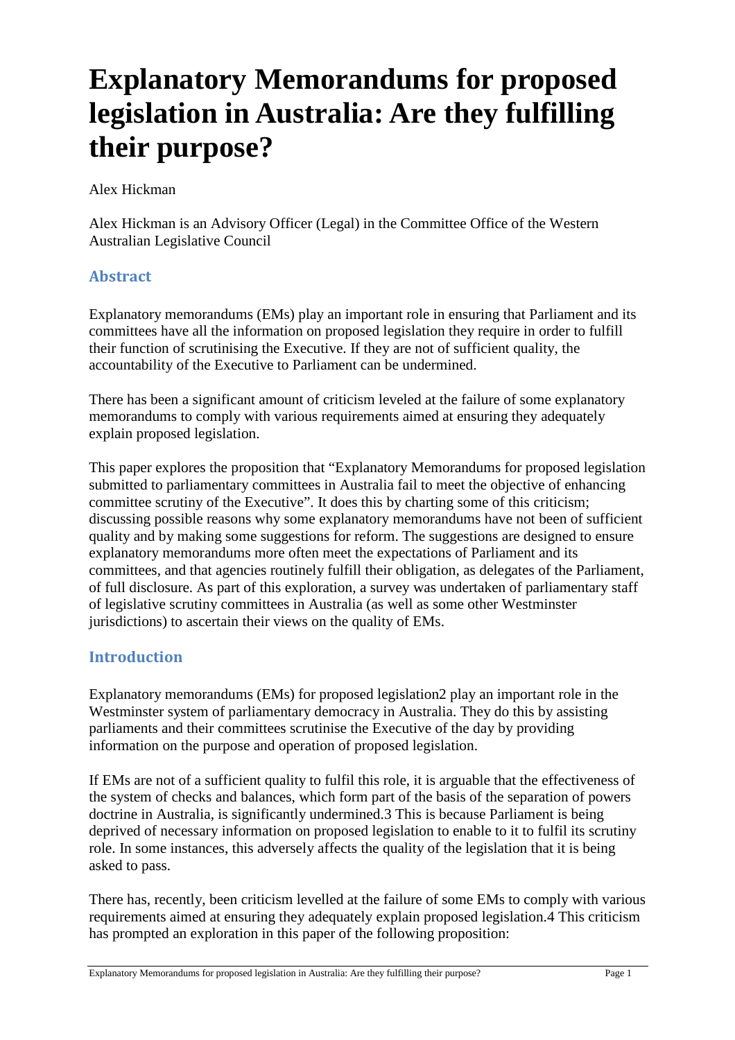# Explanatory Memorandums for proposed legislation in Australia: Are they fulfilling their purpose?

Alex Hickman

Alex Hickman is an Advisory Officer (Legal) in the Committee Office of the Western Australian Legislative Council

## Abstract

Explanatory memorandums (EMs) play an important role in ensuring that Parliament and its committees have all the information on proposed legislation they require in order to fulfill their function of scrutinising the Executive. If they are not of sufficient quality, the accountability of the Executive to Parliament can be undermined.

There has been a significant amount of criticism leveled at the failure of some explanatory memorandums to comply with various requirements aimed at ensuring they adequately explain proposed legislation.

This paper explores the proposition that "Explanatory Memorandums for proposed legislation submitted to parliamentary committees in Australia fail to meet the objective of enhancing committee scrutiny of the Executive". It does this by charting some of this criticism; discussing possible reasons why some explanatory memorandums have not been of sufficient quality and by making some suggestions for reform. The suggestions are designed to ensure explanatory memorandums more often meet the expectations of Parliament and its committees, and that agencies routinely fulfill their obligation, as delegates of the Parliament, of full disclosure. As part of this exploration, a survey was undertaken of parliamentary staff of legislative scrutiny committees in Australia (as well as some other Westminster jurisdictions) to ascertain their views on the quality of EMs.

## Introduction

Explanatory memorandums (EMs) for proposed legislation[2] play an important role in the Westminster system of parliamentary democracy in Australia. They do this by assisting parliaments and their committees scrutinise the Executive of the day by providing information on the purpose and operation of proposed legislation.

If EMs are not of a sufficient quality to fulfil this role, it is arguable that the effectiveness of the system of checks and balances, which form part of the basis of the separation of powers doctrine in Australia, is significantly undermined.[3] This is because Parliament is being deprived of necessary information on proposed legislation to enable to it to fulfil its scrutiny role. In some instances, this adversely affects the quality of the legislation that it is being asked to pass.

There has, recently, been criticism levelled at the failure of some EMs to comply with various requirements aimed at ensuring they adequately explain proposed legislation.[4] This criticism has prompted an exploration in this paper of the following proposition: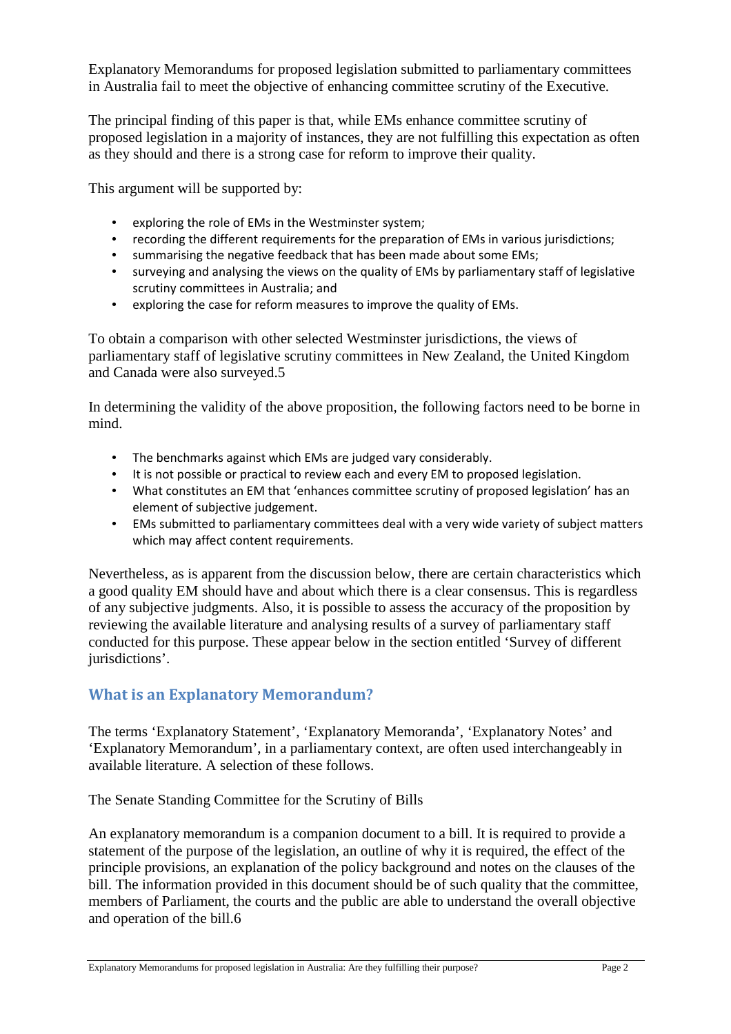Explanatory Memorandums for proposed legislation submitted to parliamentary committees in Australia fail to meet the objective of enhancing committee scrutiny of the Executive.

The principal finding of this paper is that, while EMs enhance committee scrutiny of proposed legislation in a majority of instances, they are not fulfilling this expectation as often as they should and there is a strong case for reform to improve their quality.

This argument will be supported by:

- exploring the role of EMs in the Westminster system;
- recording the different requirements for the preparation of EMs in various jurisdictions;
- summarising the negative feedback that has been made about some EMs;
- surveying and analysing the views on the quality of EMs by parliamentary staff of legislative scrutiny committees in Australia; and
- exploring the case for reform measures to improve the quality of EMs.

To obtain a comparison with other selected Westminster jurisdictions, the views of parliamentary staff of legislative scrutiny committees in New Zealand, the United Kingdom and Canada were also surveyed.[5]

In determining the validity of the above proposition, the following factors need to be borne in mind.

- The benchmarks against which EMs are judged vary considerably.
- It is not possible or practical to review each and every EM to proposed legislation.
- What constitutes an EM that 'enhances committee scrutiny of proposed legislation' has an element of subjective judgement.
- EMs submitted to parliamentary committees deal with a very wide variety of subject matters which may affect content requirements.

Nevertheless, as is apparent from the discussion below, there are certain characteristics which a good quality EM should have and about which there is a clear consensus. This is regardless of any subjective judgments. Also, it is possible to assess the accuracy of the proposition by reviewing the available literature and analysing results of a survey of parliamentary staff conducted for this purpose. These appear below in the section entitled 'Survey of different jurisdictions'.

## What is an Explanatory Memorandum?

The terms 'Explanatory Statement', 'Explanatory Memoranda', 'Explanatory Notes' and 'Explanatory Memorandum', in a parliamentary context, are often used interchangeably in available literature. A selection of these follows.

The Senate Standing Committee for the Scrutiny of Bills

An explanatory memorandum is a companion document to a bill. It is required to provide a statement of the purpose of the legislation, an outline of why it is required, the effect of the principle provisions, an explanation of the policy background and notes on the clauses of the bill. The information provided in this document should be of such quality that the committee, members of Parliament, the courts and the public are able to understand the overall objective and operation of the bill.[6]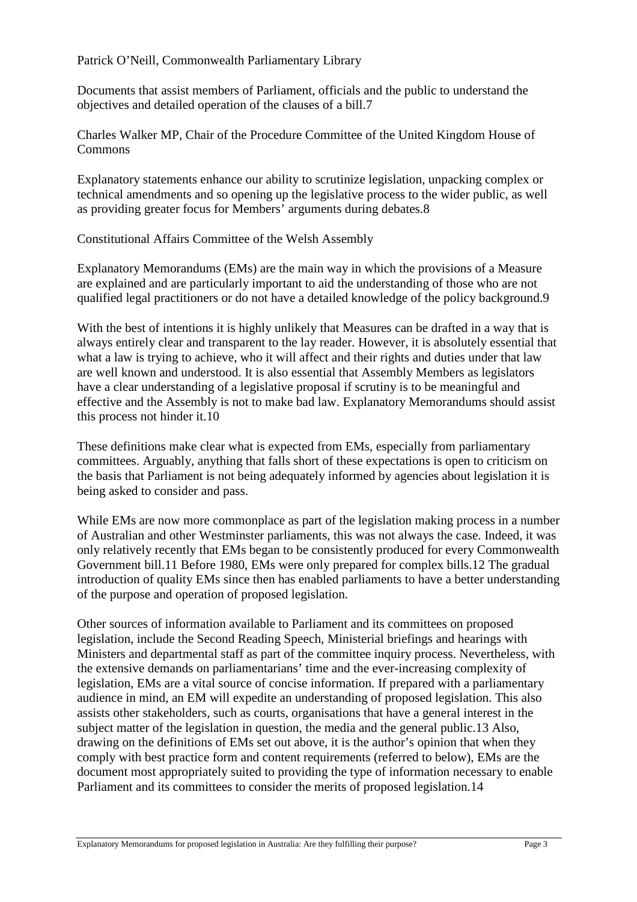Patrick O'Neill, Commonwealth Parliamentary Library

Documents that assist members of Parliament, officials and the public to understand the objectives and detailed operation of the clauses of a bill.[7]

Charles Walker MP, Chair of the Procedure Committee of the United Kingdom House of Commons

Explanatory statements enhance our ability to scrutinize legislation, unpacking complex or technical amendments and so opening up the legislative process to the wider public, as well as providing greater focus for Members' arguments during debates.[8]

Constitutional Affairs Committee of the Welsh Assembly

Explanatory Memorandums (EMs) are the main way in which the provisions of a Measure are explained and are particularly important to aid the understanding of those who are not qualified legal practitioners or do not have a detailed knowledge of the policy background.[9]

With the best of intentions it is highly unlikely that Measures can be drafted in a way that is always entirely clear and transparent to the lay reader. However, it is absolutely essential that what a law is trying to achieve, who it will affect and their rights and duties under that law are well known and understood. It is also essential that Assembly Members as legislators have a clear understanding of a legislative proposal if scrutiny is to be meaningful and effective and the Assembly is not to make bad law. Explanatory Memorandums should assist this process not hinder it.[10]

These definitions make clear what is expected from EMs, especially from parliamentary committees. Arguably, anything that falls short of these expectations is open to criticism on the basis that Parliament is not being adequately informed by agencies about legislation it is being asked to consider and pass.

While EMs are now more commonplace as part of the legislation making process in a number of Australian and other Westminster parliaments, this was not always the case. Indeed, it was only relatively recently that EMs began to be consistently produced for every Commonwealth Government bill.[11] Before 1980, EMs were only prepared for complex bills.[12] The gradual introduction of quality EMs since then has enabled parliaments to have a better understanding of the purpose and operation of proposed legislation.

Other sources of information available to Parliament and its committees on proposed legislation, include the Second Reading Speech, Ministerial briefings and hearings with Ministers and departmental staff as part of the committee inquiry process. Nevertheless, with the extensive demands on parliamentarians' time and the ever-increasing complexity of legislation, EMs are a vital source of concise information. If prepared with a parliamentary audience in mind, an EM will expedite an understanding of proposed legislation. This also assists other stakeholders, such as courts, organisations that have a general interest in the subject matter of the legislation in question, the media and the general public.[13] Also, drawing on the definitions of EMs set out above, it is the author's opinion that when they comply with best practice form and content requirements (referred to below), EMs are the document most appropriately suited to providing the type of information necessary to enable Parliament and its committees to consider the merits of proposed legislation.[14]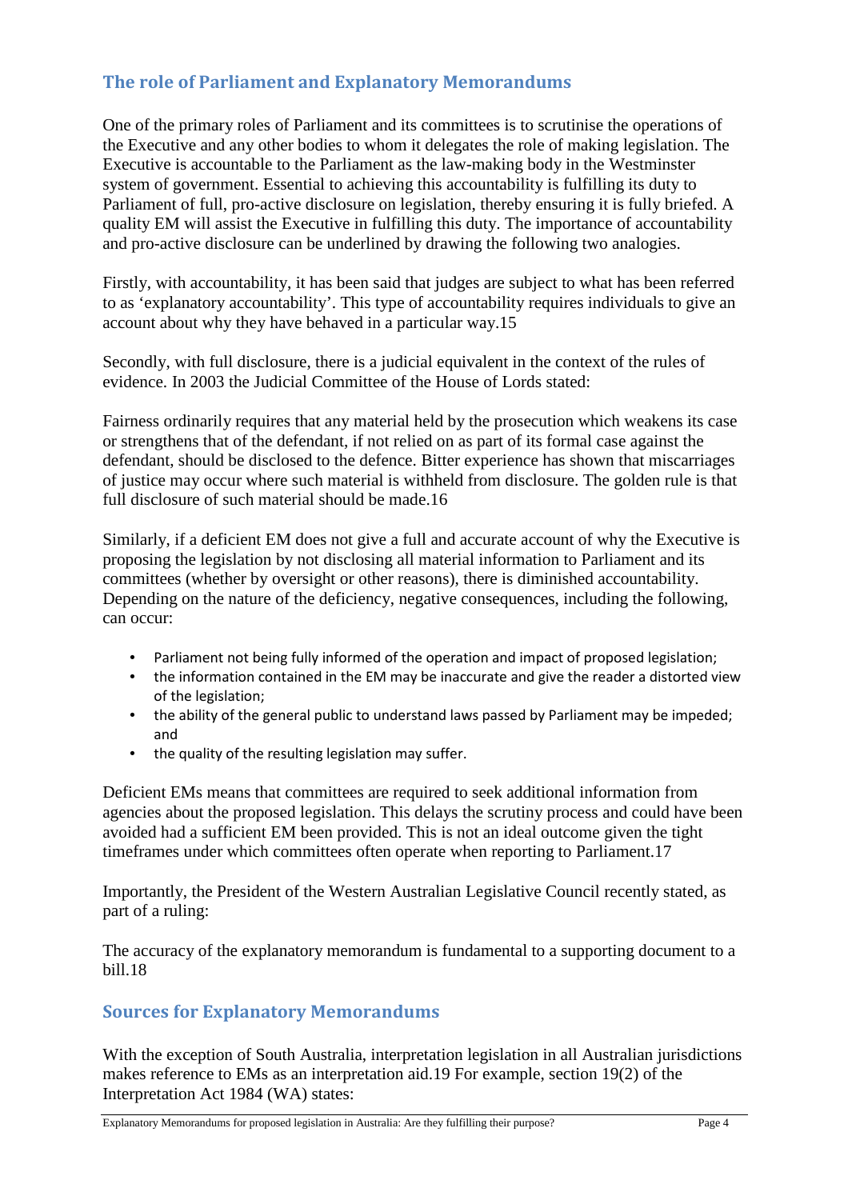## The role of Parliament and Explanatory Memorandums

One of the primary roles of Parliament and its committees is to scrutinise the operations of the Executive and any other bodies to whom it delegates the role of making legislation. The Executive is accountable to the Parliament as the law-making body in the Westminster system of government. Essential to achieving this accountability is fulfilling its duty to Parliament of full, pro-active disclosure on legislation, thereby ensuring it is fully briefed. A quality EM will assist the Executive in fulfilling this duty. The importance of accountability and pro-active disclosure can be underlined by drawing the following two analogies.

Firstly, with accountability, it has been said that judges are subject to what has been referred to as 'explanatory accountability'. This type of accountability requires individuals to give an account about why they have behaved in a particular way.[15]

Secondly, with full disclosure, there is a judicial equivalent in the context of the rules of evidence. In 2003 the Judicial Committee of the House of Lords stated:

Fairness ordinarily requires that any material held by the prosecution which weakens its case or strengthens that of the defendant, if not relied on as part of its formal case against the defendant, should be disclosed to the defence. Bitter experience has shown that miscarriages of justice may occur where such material is withheld from disclosure. The golden rule is that full disclosure of such material should be made.[16]

Similarly, if a deficient EM does not give a full and accurate account of why the Executive is proposing the legislation by not disclosing all material information to Parliament and its committees (whether by oversight or other reasons), there is diminished accountability. Depending on the nature of the deficiency, negative consequences, including the following, can occur:

- Parliament not being fully informed of the operation and impact of proposed legislation;
- the information contained in the EM may be inaccurate and give the reader a distorted view of the legislation;
- the ability of the general public to understand laws passed by Parliament may be impeded; and
- the quality of the resulting legislation may suffer.

Deficient EMs means that committees are required to seek additional information from agencies about the proposed legislation. This delays the scrutiny process and could have been avoided had a sufficient EM been provided. This is not an ideal outcome given the tight timeframes under which committees often operate when reporting to Parliament.[17]

Importantly, the President of the Western Australian Legislative Council recently stated, as part of a ruling:

The accuracy of the explanatory memorandum is fundamental to a supporting document to a bill.[18]

## Sources for Explanatory Memorandums

With the exception of South Australia, interpretation legislation in all Australian jurisdictions makes reference to EMs as an interpretation aid.[19] For example, section 19(2) of the Interpretation Act 1984 (WA) states: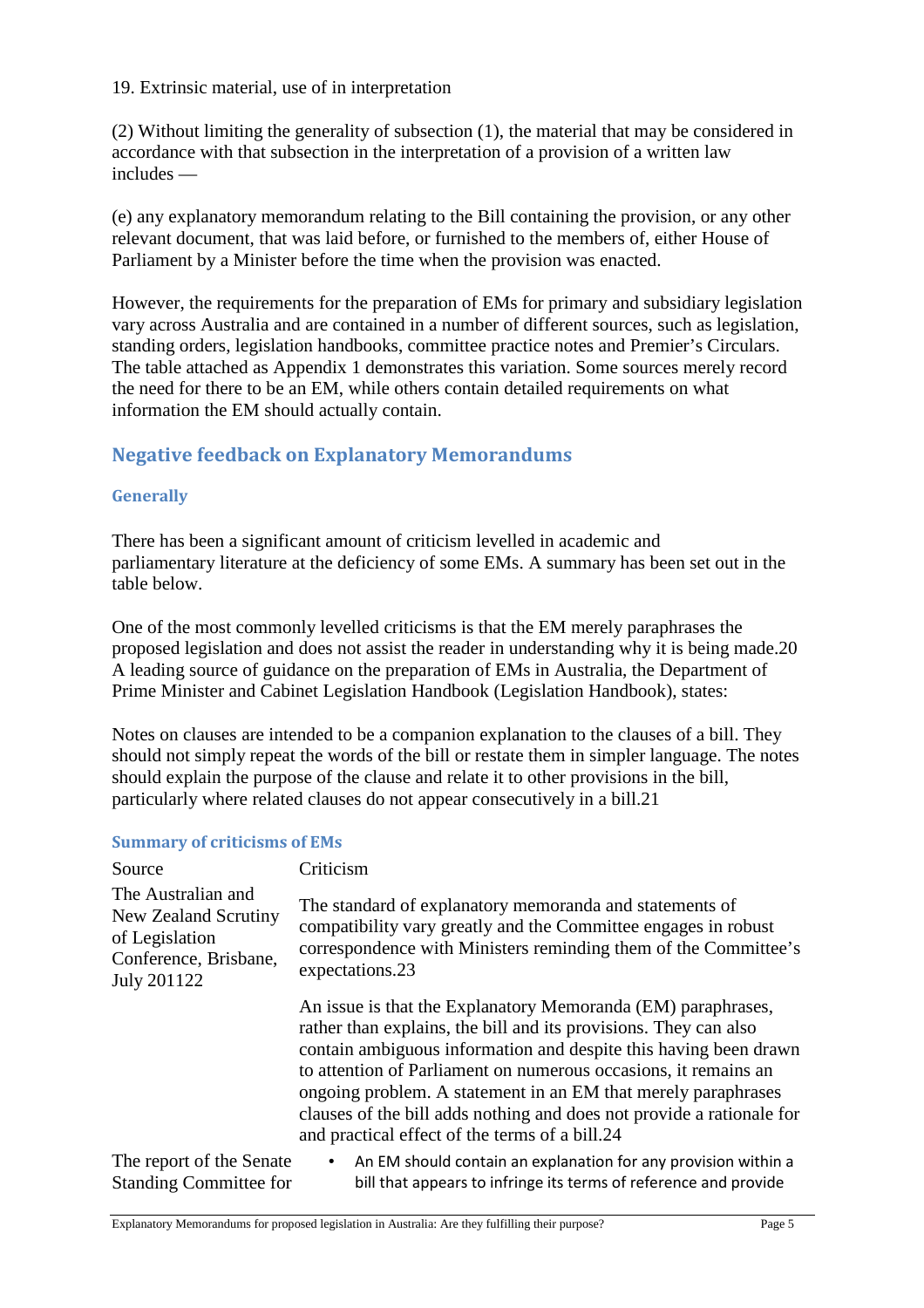19. Extrinsic material, use of in interpretation

(2) Without limiting the generality of subsection (1), the material that may be considered in accordance with that subsection in the interpretation of a provision of a written law includes —

(e) any explanatory memorandum relating to the Bill containing the provision, or any other relevant document, that was laid before, or furnished to the members of, either House of Parliament by a Minister before the time when the provision was enacted.

However, the requirements for the preparation of EMs for primary and subsidiary legislation vary across Australia and are contained in a number of different sources, such as legislation, standing orders, legislation handbooks, committee practice notes and Premier's Circulars. The table attached as Appendix 1 demonstrates this variation. Some sources merely record the need for there to be an EM, while others contain detailed requirements on what information the EM should actually contain.

## Negative feedback on Explanatory Memorandums

### Generally

There has been a significant amount of criticism levelled in academic and parliamentary literature at the deficiency of some EMs. A summary has been set out in the table below.

One of the most commonly levelled criticisms is that the EM merely paraphrases the proposed legislation and does not assist the reader in understanding why it is being made.[20] A leading source of guidance on the preparation of EMs in Australia, the Department of Prime Minister and Cabinet Legislation Handbook (Legislation Handbook), states:

Notes on clauses are intended to be a companion explanation to the clauses of a bill. They should not simply repeat the words of the bill or restate them in simpler language. The notes should explain the purpose of the clause and relate it to other provisions in the bill, particularly where related clauses do not appear consecutively in a bill.[21]

### Summary of criticisms of EMs

| Source | Criticism |
|---|---|
| The Australian and New Zealand Scrutiny of Legislation Conference, Brisbane, July 2011[22] | The standard of explanatory memoranda and statements of compatibility vary greatly and the Committee engages in robust correspondence with Ministers reminding them of the Committee's expectations.[23]<br><br>An issue is that the Explanatory Memoranda (EM) paraphrases, rather than explains, the bill and its provisions. They can also contain ambiguous information and despite this having been drawn to attention of Parliament on numerous occasions, it remains an ongoing problem. A statement in an EM that merely paraphrases clauses of the bill adds nothing and does not provide a rationale for and practical effect of the terms of a bill.[24] |
| The report of the Senate Standing Committee for | • An EM should contain an explanation for any provision within a bill that appears to infringe its terms of reference and provide |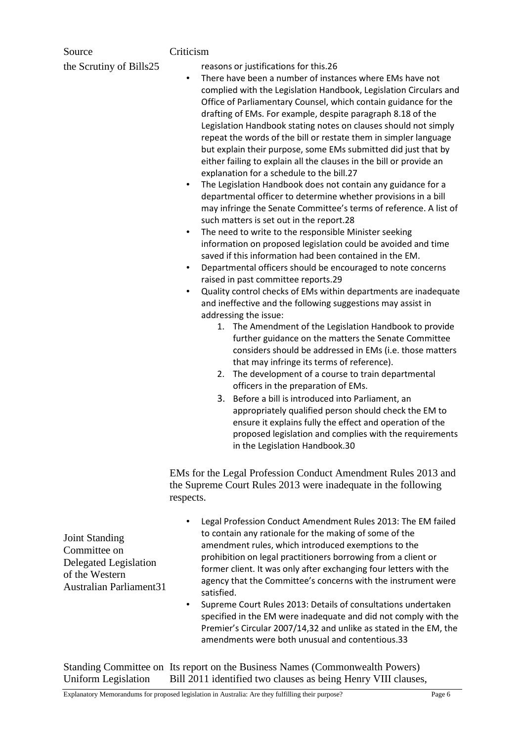| Source | Criticism |
| --- | --- |
| the Scrutiny of Bills[25] | reasons or justifications for this.[26]<br>• There have been a number of instances where EMs have not complied with the Legislation Handbook, Legislation Circulars and Office of Parliamentary Counsel, which contain guidance for the drafting of EMs. For example, despite paragraph 8.18 of the Legislation Handbook stating notes on clauses should not simply repeat the words of the bill or restate them in simpler language but explain their purpose, some EMs submitted did just that by either failing to explain all the clauses in the bill or provide an explanation for a schedule to the bill.[27]<br>• The Legislation Handbook does not contain any guidance for a departmental officer to determine whether provisions in a bill may infringe the Senate Committee's terms of reference. A list of such matters is set out in the report.[28]<br>• The need to write to the responsible Minister seeking information on proposed legislation could be avoided and time saved if this information had been contained in the EM.<br>• Departmental officers should be encouraged to note concerns raised in past committee reports.[29]<br>• Quality control checks of EMs within departments are inadequate and ineffective and the following suggestions may assist in addressing the issue:<br>1. The Amendment of the Legislation Handbook to provide further guidance on the matters the Senate Committee considers should be addressed in EMs (i.e. those matters that may infringe its terms of reference).<br>2. The development of a course to train departmental officers in the preparation of EMs.<br>3. Before a bill is introduced into Parliament, an appropriately qualified person should check the EM to ensure it explains fully the effect and operation of the proposed legislation and complies with the requirements in the Legislation Handbook.[30] |
| Joint Standing Committee on Delegated Legislation of the Western Australian Parliament[31] | EMs for the Legal Profession Conduct Amendment Rules 2013 and the Supreme Court Rules 2013 were inadequate in the following respects.<br>• Legal Profession Conduct Amendment Rules 2013: The EM failed to contain any rationale for the making of some of the amendment rules, which introduced exemptions to the prohibition on legal practitioners borrowing from a client or former client. It was only after exchanging four letters with the agency that the Committee's concerns with the instrument were satisfied.<br>• Supreme Court Rules 2013: Details of consultations undertaken specified in the EM were inadequate and did not comply with the Premier's Circular 2007/14,[32] and unlike as stated in the EM, the amendments were both unusual and contentious.[33] |
| Standing Committee on Uniform Legislation | Its report on the Business Names (Commonwealth Powers) Bill 2011 identified two clauses as being Henry VIII clauses, |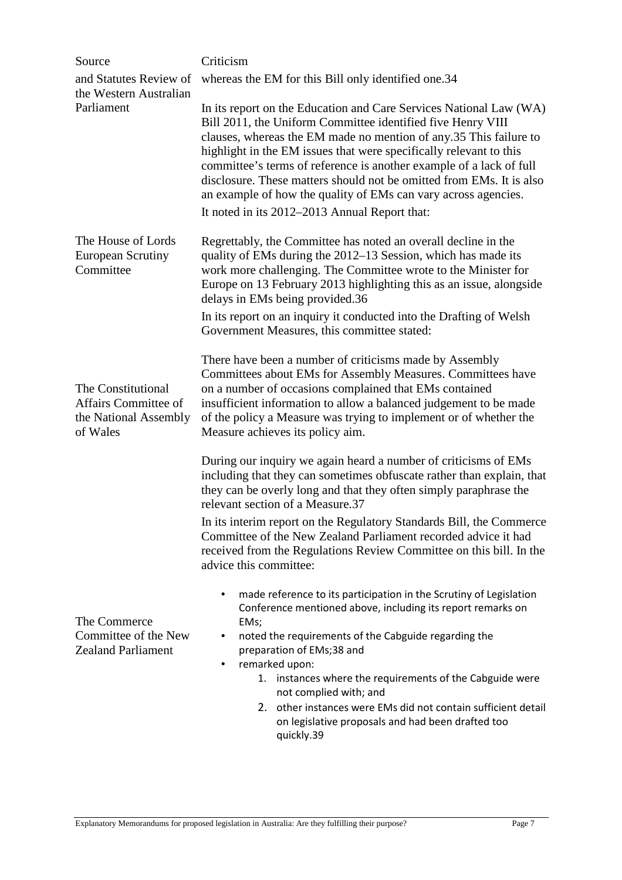| Source | Criticism |
|---|---|
| and Statutes Review of the Western Australian Parliament | whereas the EM for this Bill only identified one.34<br><br>In its report on the Education and Care Services National Law (WA) Bill 2011, the Uniform Committee identified five Henry VIII clauses, whereas the EM made no mention of any.35 This failure to highlight in the EM issues that were specifically relevant to this committee's terms of reference is another example of a lack of full disclosure. These matters should not be omitted from EMs. It is also an example of how the quality of EMs can vary across agencies. |
| The House of Lords European Scrutiny Committee | It noted in its 2012–2013 Annual Report that:<br><br>Regrettably, the Committee has noted an overall decline in the quality of EMs during the 2012–13 Session, which has made its work more challenging. The Committee wrote to the Minister for Europe on 13 February 2013 highlighting this as an issue, alongside delays in EMs being provided.36 |
| The Constitutional Affairs Committee of the National Assembly of Wales | In its report on an inquiry it conducted into the Drafting of Welsh Government Measures, this committee stated:<br><br>There have been a number of criticisms made by Assembly Committees about EMs for Assembly Measures. Committees have on a number of occasions complained that EMs contained insufficient information to allow a balanced judgement to be made of the policy a Measure was trying to implement or of whether the Measure achieves its policy aim.<br><br>During our inquiry we again heard a number of criticisms of EMs including that they can sometimes obfuscate rather than explain, that they can be overly long and that they often simply paraphrase the relevant section of a Measure.37 |
| The Commerce Committee of the New Zealand Parliament | In its interim report on the Regulatory Standards Bill, the Commerce Committee of the New Zealand Parliament recorded advice it had received from the Regulations Review Committee on this bill. In the advice this committee:<br><br>• made reference to its participation in the Scrutiny of Legislation Conference mentioned above, including its report remarks on EMs;<br>• noted the requirements of the Cabguide regarding the preparation of EMs;38 and<br>• remarked upon:<br>1. instances where the requirements of the Cabguide were not complied with; and<br>2. other instances were EMs did not contain sufficient detail on legislative proposals and had been drafted too quickly.39 |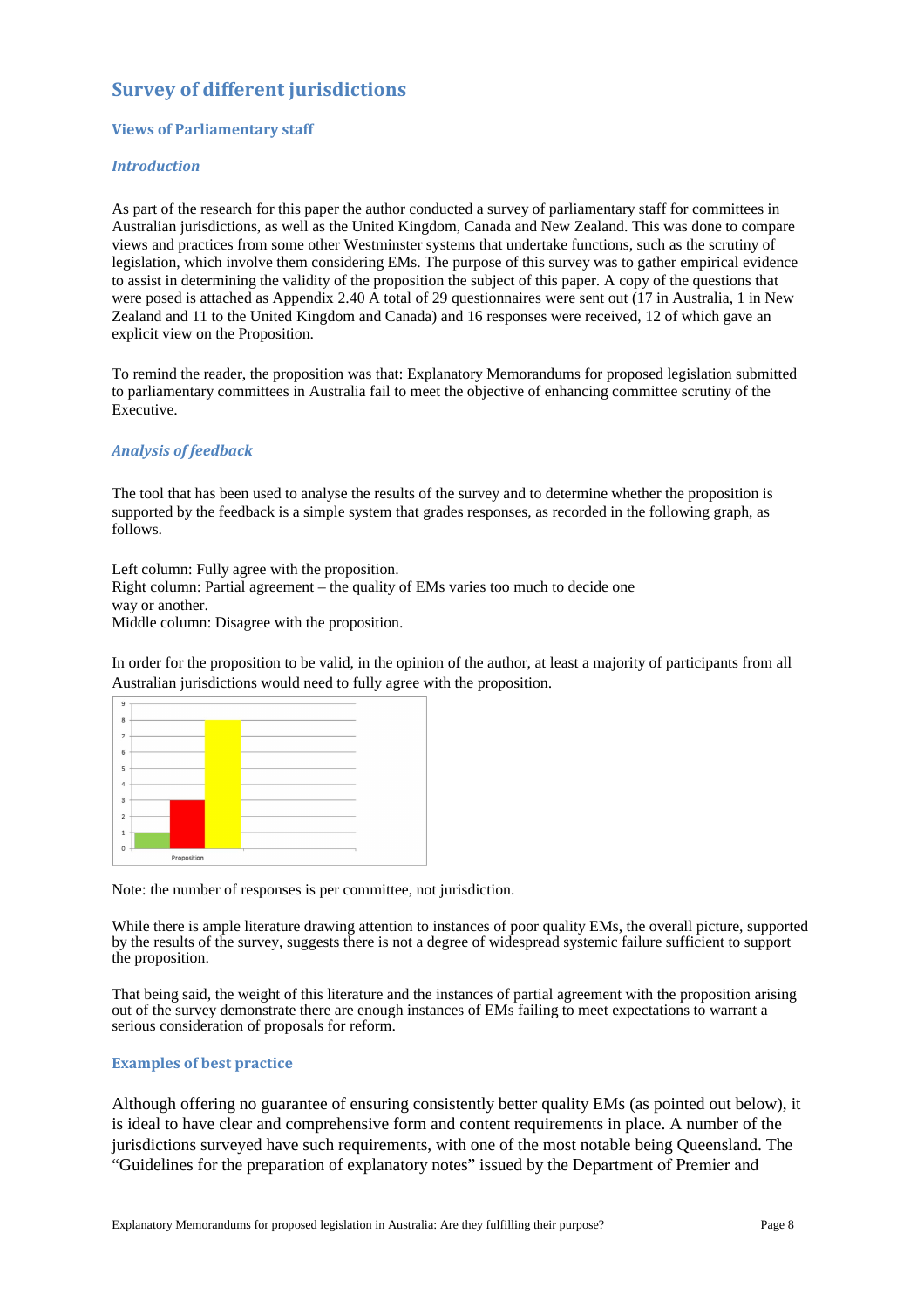# Survey of different jurisdictions

## Views of Parliamentary staff

### *Introduction*

As part of the research for this paper the author conducted a survey of parliamentary staff for committees in Australian jurisdictions, as well as the United Kingdom, Canada and New Zealand. This was done to compare views and practices from some other Westminster systems that undertake functions, such as the scrutiny of legislation, which involve them considering EMs. The purpose of this survey was to gather empirical evidence to assist in determining the validity of the proposition the subject of this paper. A copy of the questions that were posed is attached as Appendix 2.40 A total of 29 questionnaires were sent out (17 in Australia, 1 in New Zealand and 11 to the United Kingdom and Canada) and 16 responses were received, 12 of which gave an explicit view on the Proposition.

To remind the reader, the proposition was that: Explanatory Memorandums for proposed legislation submitted to parliamentary committees in Australia fail to meet the objective of enhancing committee scrutiny of the Executive.

### *Analysis of feedback*

The tool that has been used to analyse the results of the survey and to determine whether the proposition is supported by the feedback is a simple system that grades responses, as recorded in the following graph, as follows.

Left column: Fully agree with the proposition.
Right column: Partial agreement – the quality of EMs varies too much to decide one way or another.
Middle column: Disagree with the proposition.

In order for the proposition to be valid, in the opinion of the author, at least a majority of participants from all Australian jurisdictions would need to fully agree with the proposition.

| Proposition | Value |
|---|---|
| Left column (Fully agree) | 1 |
| Middle column (Disagree) | 3 |
| Right column (Partial agreement) | 8 |

Note: the number of responses is per committee, not jurisdiction.

While there is ample literature drawing attention to instances of poor quality EMs, the overall picture, supported by the results of the survey, suggests there is not a degree of widespread systemic failure sufficient to support the proposition.

That being said, the weight of this literature and the instances of partial agreement with the proposition arising out of the survey demonstrate there are enough instances of EMs failing to meet expectations to warrant a serious consideration of proposals for reform.

## Examples of best practice

Although offering no guarantee of ensuring consistently better quality EMs (as pointed out below), it is ideal to have clear and comprehensive form and content requirements in place. A number of the jurisdictions surveyed have such requirements, with one of the most notable being Queensland. The "Guidelines for the preparation of explanatory notes" issued by the Department of Premier and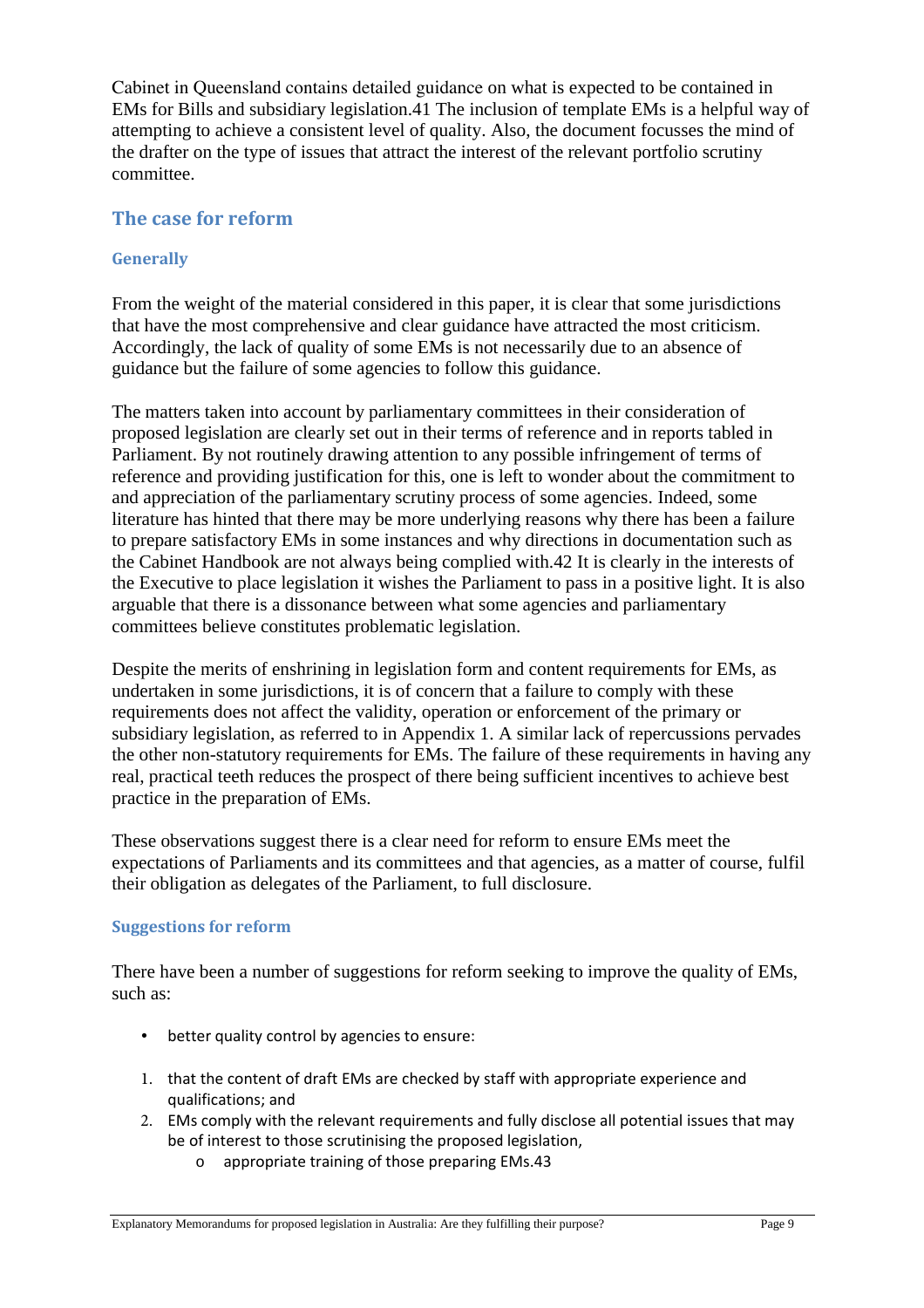Cabinet in Queensland contains detailed guidance on what is expected to be contained in EMs for Bills and subsidiary legislation.41 The inclusion of template EMs is a helpful way of attempting to achieve a consistent level of quality. Also, the document focusses the mind of the drafter on the type of issues that attract the interest of the relevant portfolio scrutiny committee.

## The case for reform

### Generally

From the weight of the material considered in this paper, it is clear that some jurisdictions that have the most comprehensive and clear guidance have attracted the most criticism. Accordingly, the lack of quality of some EMs is not necessarily due to an absence of guidance but the failure of some agencies to follow this guidance.

The matters taken into account by parliamentary committees in their consideration of proposed legislation are clearly set out in their terms of reference and in reports tabled in Parliament. By not routinely drawing attention to any possible infringement of terms of reference and providing justification for this, one is left to wonder about the commitment to and appreciation of the parliamentary scrutiny process of some agencies. Indeed, some literature has hinted that there may be more underlying reasons why there has been a failure to prepare satisfactory EMs in some instances and why directions in documentation such as the Cabinet Handbook are not always being complied with.42 It is clearly in the interests of the Executive to place legislation it wishes the Parliament to pass in a positive light. It is also arguable that there is a dissonance between what some agencies and parliamentary committees believe constitutes problematic legislation.

Despite the merits of enshrining in legislation form and content requirements for EMs, as undertaken in some jurisdictions, it is of concern that a failure to comply with these requirements does not affect the validity, operation or enforcement of the primary or subsidiary legislation, as referred to in Appendix 1. A similar lack of repercussions pervades the other non-statutory requirements for EMs. The failure of these requirements in having any real, practical teeth reduces the prospect of there being sufficient incentives to achieve best practice in the preparation of EMs.

These observations suggest there is a clear need for reform to ensure EMs meet the expectations of Parliaments and its committees and that agencies, as a matter of course, fulfil their obligation as delegates of the Parliament, to full disclosure.

### Suggestions for reform

There have been a number of suggestions for reform seeking to improve the quality of EMs, such as:

- better quality control by agencies to ensure:

1. that the content of draft EMs are checked by staff with appropriate experience and qualifications; and
2. EMs comply with the relevant requirements and fully disclose all potential issues that may be of interest to those scrutinising the proposed legislation,
    - appropriate training of those preparing EMs.43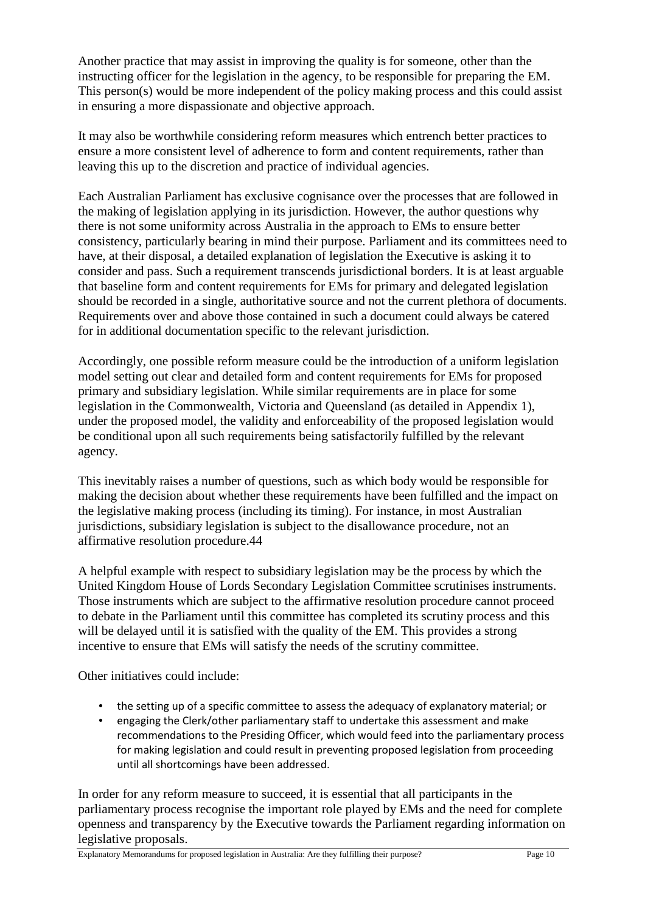Another practice that may assist in improving the quality is for someone, other than the instructing officer for the legislation in the agency, to be responsible for preparing the EM. This person(s) would be more independent of the policy making process and this could assist in ensuring a more dispassionate and objective approach.

It may also be worthwhile considering reform measures which entrench better practices to ensure a more consistent level of adherence to form and content requirements, rather than leaving this up to the discretion and practice of individual agencies.

Each Australian Parliament has exclusive cognisance over the processes that are followed in the making of legislation applying in its jurisdiction. However, the author questions why there is not some uniformity across Australia in the approach to EMs to ensure better consistency, particularly bearing in mind their purpose. Parliament and its committees need to have, at their disposal, a detailed explanation of legislation the Executive is asking it to consider and pass. Such a requirement transcends jurisdictional borders. It is at least arguable that baseline form and content requirements for EMs for primary and delegated legislation should be recorded in a single, authoritative source and not the current plethora of documents. Requirements over and above those contained in such a document could always be catered for in additional documentation specific to the relevant jurisdiction.

Accordingly, one possible reform measure could be the introduction of a uniform legislation model setting out clear and detailed form and content requirements for EMs for proposed primary and subsidiary legislation. While similar requirements are in place for some legislation in the Commonwealth, Victoria and Queensland (as detailed in Appendix 1), under the proposed model, the validity and enforceability of the proposed legislation would be conditional upon all such requirements being satisfactorily fulfilled by the relevant agency.

This inevitably raises a number of questions, such as which body would be responsible for making the decision about whether these requirements have been fulfilled and the impact on the legislative making process (including its timing). For instance, in most Australian jurisdictions, subsidiary legislation is subject to the disallowance procedure, not an affirmative resolution procedure.[44]

A helpful example with respect to subsidiary legislation may be the process by which the United Kingdom House of Lords Secondary Legislation Committee scrutinises instruments. Those instruments which are subject to the affirmative resolution procedure cannot proceed to debate in the Parliament until this committee has completed its scrutiny process and this will be delayed until it is satisfied with the quality of the EM. This provides a strong incentive to ensure that EMs will satisfy the needs of the scrutiny committee.

Other initiatives could include:

- the setting up of a specific committee to assess the adequacy of explanatory material; or
- engaging the Clerk/other parliamentary staff to undertake this assessment and make recommendations to the Presiding Officer, which would feed into the parliamentary process for making legislation and could result in preventing proposed legislation from proceeding until all shortcomings have been addressed.

In order for any reform measure to succeed, it is essential that all participants in the parliamentary process recognise the important role played by EMs and the need for complete openness and transparency by the Executive towards the Parliament regarding information on legislative proposals.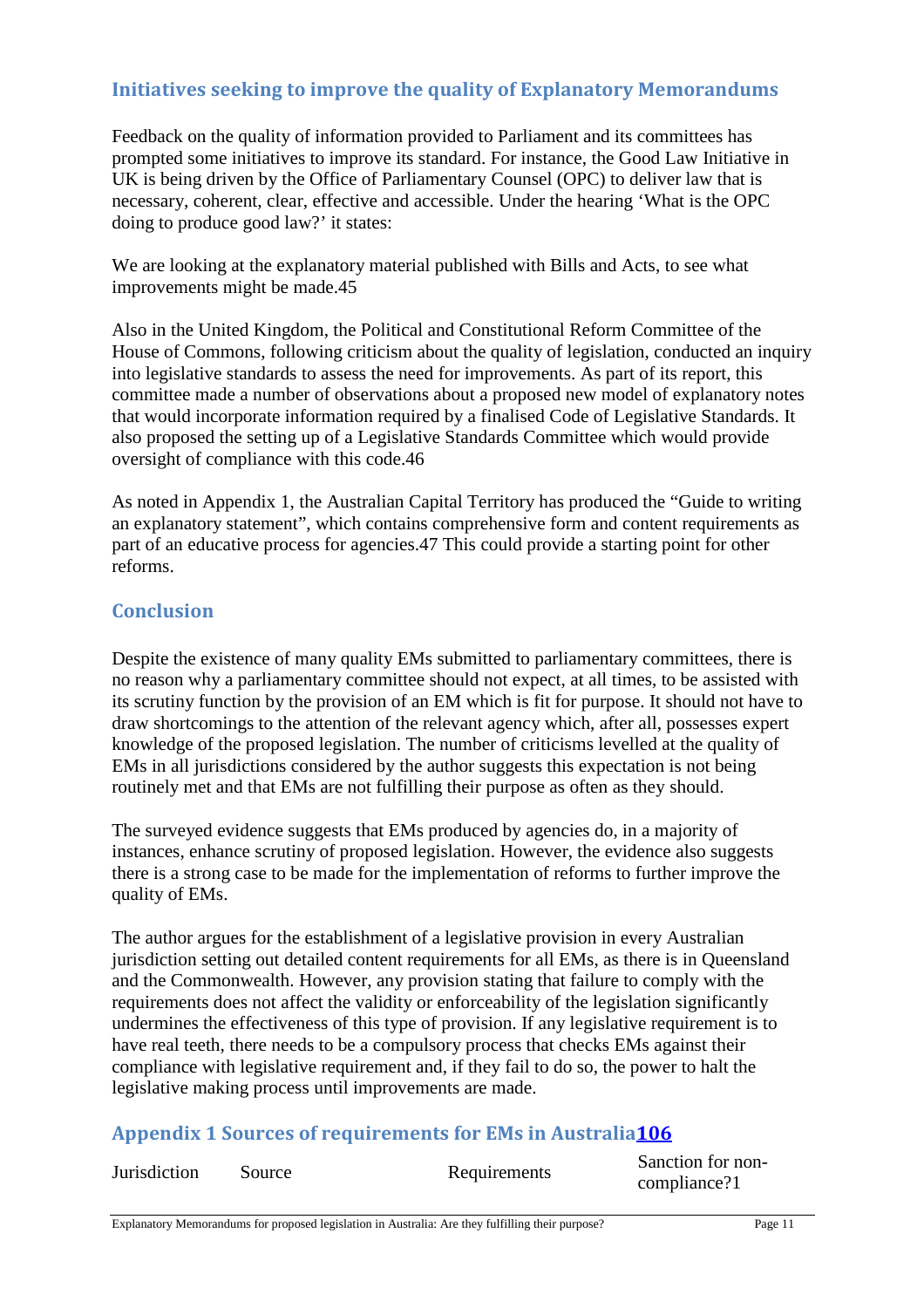## Initiatives seeking to improve the quality of Explanatory Memorandums

Feedback on the quality of information provided to Parliament and its committees has prompted some initiatives to improve its standard. For instance, the Good Law Initiative in UK is being driven by the Office of Parliamentary Counsel (OPC) to deliver law that is necessary, coherent, clear, effective and accessible. Under the hearing 'What is the OPC doing to produce good law?' it states:

We are looking at the explanatory material published with Bills and Acts, to see what improvements might be made.45

Also in the United Kingdom, the Political and Constitutional Reform Committee of the House of Commons, following criticism about the quality of legislation, conducted an inquiry into legislative standards to assess the need for improvements. As part of its report, this committee made a number of observations about a proposed new model of explanatory notes that would incorporate information required by a finalised Code of Legislative Standards. It also proposed the setting up of a Legislative Standards Committee which would provide oversight of compliance with this code.46

As noted in Appendix 1, the Australian Capital Territory has produced the "Guide to writing an explanatory statement", which contains comprehensive form and content requirements as part of an educative process for agencies.47 This could provide a starting point for other reforms.

## Conclusion

Despite the existence of many quality EMs submitted to parliamentary committees, there is no reason why a parliamentary committee should not expect, at all times, to be assisted with its scrutiny function by the provision of an EM which is fit for purpose. It should not have to draw shortcomings to the attention of the relevant agency which, after all, possesses expert knowledge of the proposed legislation. The number of criticisms levelled at the quality of EMs in all jurisdictions considered by the author suggests this expectation is not being routinely met and that EMs are not fulfilling their purpose as often as they should.

The surveyed evidence suggests that EMs produced by agencies do, in a majority of instances, enhance scrutiny of proposed legislation. However, the evidence also suggests there is a strong case to be made for the implementation of reforms to further improve the quality of EMs.

The author argues for the establishment of a legislative provision in every Australian jurisdiction setting out detailed content requirements for all EMs, as there is in Queensland and the Commonwealth. However, any provision stating that failure to comply with the requirements does not affect the validity or enforceability of the legislation significantly undermines the effectiveness of this type of provision. If any legislative requirement is to have real teeth, there needs to be a compulsory process that checks EMs against their compliance with legislative requirement and, if they fail to do so, the power to halt the legislative making process until improvements are made.

## Appendix 1 Sources of requirements for EMs in Australia[106]

| Jurisdiction | Source | Requirements | Sanction for non-compliance?1 |
|---|---|---|---|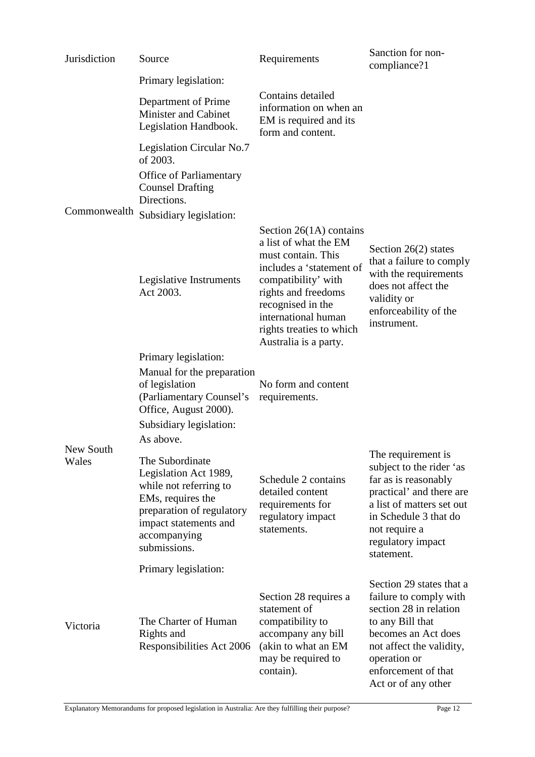| Jurisdiction | Source | Requirements | Sanction for non-compliance?1 |
|---|---|---|---|
| Commonwealth | Primary legislation: | | |
| | Department of Prime Minister and Cabinet Legislation Handbook. | Contains detailed information on when an EM is required and its form and content. | |
| | Legislation Circular No.7 of 2003. | | |
| | Office of Parliamentary Counsel Drafting Directions. | | |
| | Subsidiary legislation: | | |
| | Legislative Instruments Act 2003. | Section 26(1A) contains a list of what the EM must contain. This includes a 'statement of compatibility' with rights and freedoms recognised in the international human rights treaties to which Australia is a party. | Section 26(2) states that a failure to comply with the requirements does not affect the validity or enforceability of the instrument. |
| New South Wales | Primary legislation: | | |
| | Manual for the preparation of legislation (Parliamentary Counsel's Office, August 2000). | No form and content requirements. | |
| | Subsidiary legislation: | | |
| | As above. | | |
| | The Subordinate Legislation Act 1989, while not referring to EMs, requires the preparation of regulatory impact statements and accompanying submissions. | Schedule 2 contains detailed content requirements for regulatory impact statements. | The requirement is subject to the rider 'as far as is reasonably practical' and there are a list of matters set out in Schedule 3 that do not require a regulatory impact statement. |
| Victoria | Primary legislation: | | |
| | The Charter of Human Rights and Responsibilities Act 2006 | Section 28 requires a statement of compatibility to accompany any bill (akin to what an EM may be required to contain). | Section 29 states that a failure to comply with section 28 in relation to any Bill that becomes an Act does not affect the validity, operation or enforcement of that Act or of any other |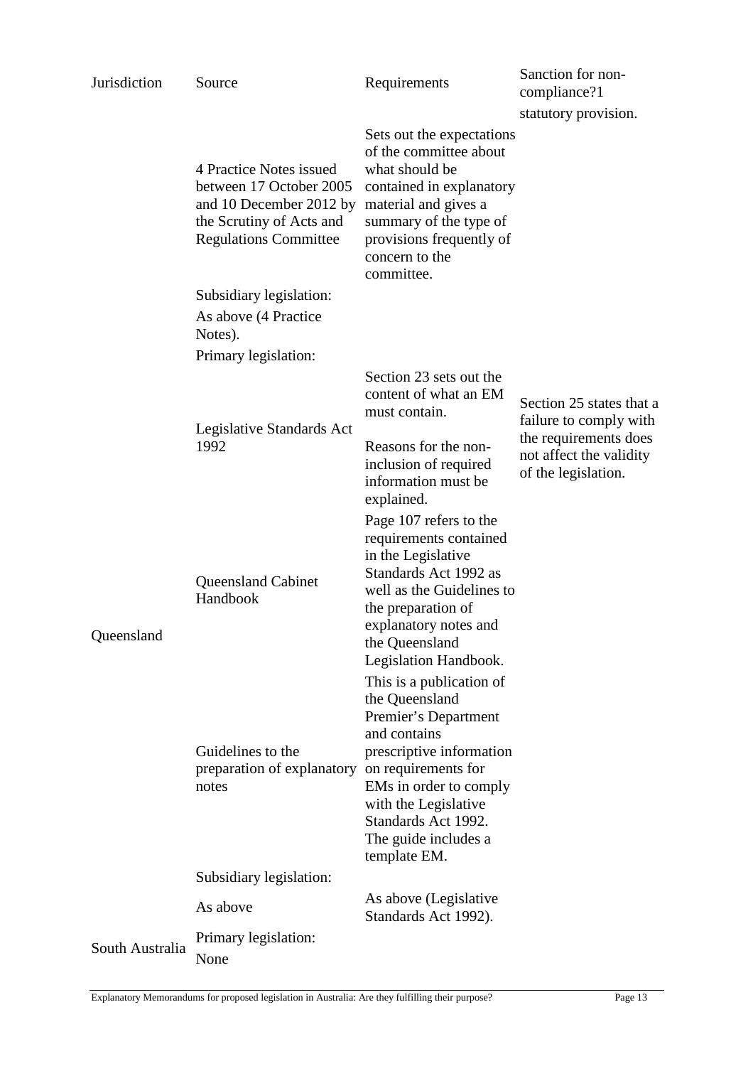| Jurisdiction | Source | Requirements | Sanction for non-compliance?1 |
|---|---|---|---|
| | | | statutory provision. |
| | 4 Practice Notes issued between 17 October 2005 and 10 December 2012 by the Scrutiny of Acts and Regulations Committee | Sets out the expectations of the committee about what should be contained in explanatory material and gives a summary of the type of provisions frequently of concern to the committee. | |
| | Subsidiary legislation: | | |
| | As above (4 Practice Notes). | | |
| Queensland | Primary legislation: | | |
| | Legislative Standards Act 1992 | Section 23 sets out the content of what an EM must contain. Reasons for the non-inclusion of required information must be explained. | Section 25 states that a failure to comply with the requirements does not affect the validity of the legislation. |
| | Queensland Cabinet Handbook | Page 107 refers to the requirements contained in the Legislative Standards Act 1992 as well as the Guidelines to the preparation of explanatory notes and the Queensland Legislation Handbook. | |
| | Guidelines to the preparation of explanatory notes | This is a publication of the Queensland Premier's Department and contains prescriptive information on requirements for EMs in order to comply with the Legislative Standards Act 1992. The guide includes a template EM. | |
| | Subsidiary legislation: | | |
| | As above | As above (Legislative Standards Act 1992). | |
| South Australia | Primary legislation: None | | |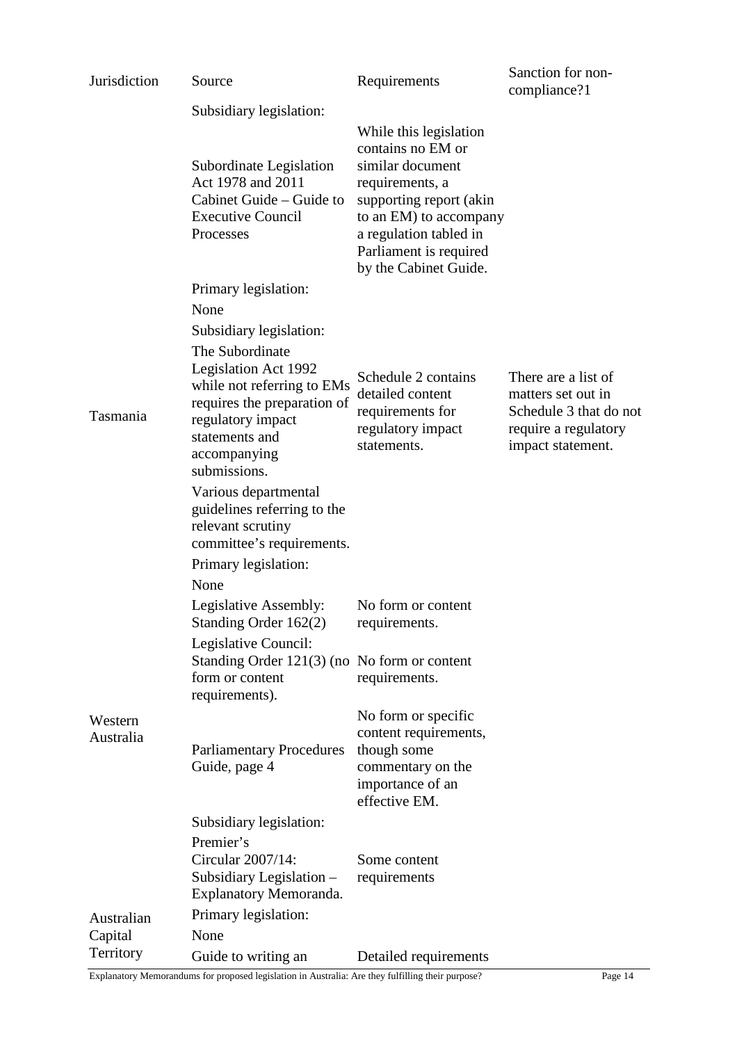| Jurisdiction | Source | Requirements | Sanction for non-compliance?1 |
| --- | --- | --- | --- |
| | Subsidiary legislation: | | |
| | Subordinate Legislation Act 1978 and 2011 Cabinet Guide – Guide to Executive Council Processes | While this legislation contains no EM or similar document requirements, a supporting report (akin to an EM) to accompany a regulation tabled in Parliament is required by the Cabinet Guide. | |
| Tasmania | Primary legislation: | | |
| | None | | |
| | Subsidiary legislation: | | |
| | The Subordinate Legislation Act 1992 while not referring to EMs requires the preparation of regulatory impact statements and accompanying submissions. | Schedule 2 contains detailed content requirements for regulatory impact statements. | There are a list of matters set out in Schedule 3 that do not require a regulatory impact statement. |
| | Various departmental guidelines referring to the relevant scrutiny committee's requirements. | | |
| Western Australia | Primary legislation: | | |
| | None | | |
| | Legislative Assembly: Standing Order 162(2) | No form or content requirements. | |
| | Legislative Council: Standing Order 121(3) (no form or content requirements). | No form or content requirements. | |
| | Parliamentary Procedures Guide, page 4 | No form or specific content requirements, though some commentary on the importance of an effective EM. | |
| | Subsidiary legislation: | | |
| | Premier's Circular 2007/14: Subsidiary Legislation – Explanatory Memoranda. | Some content requirements | |
| Australian Capital Territory | Primary legislation: | | |
| | None | | |
| | Guide to writing an | Detailed requirements | |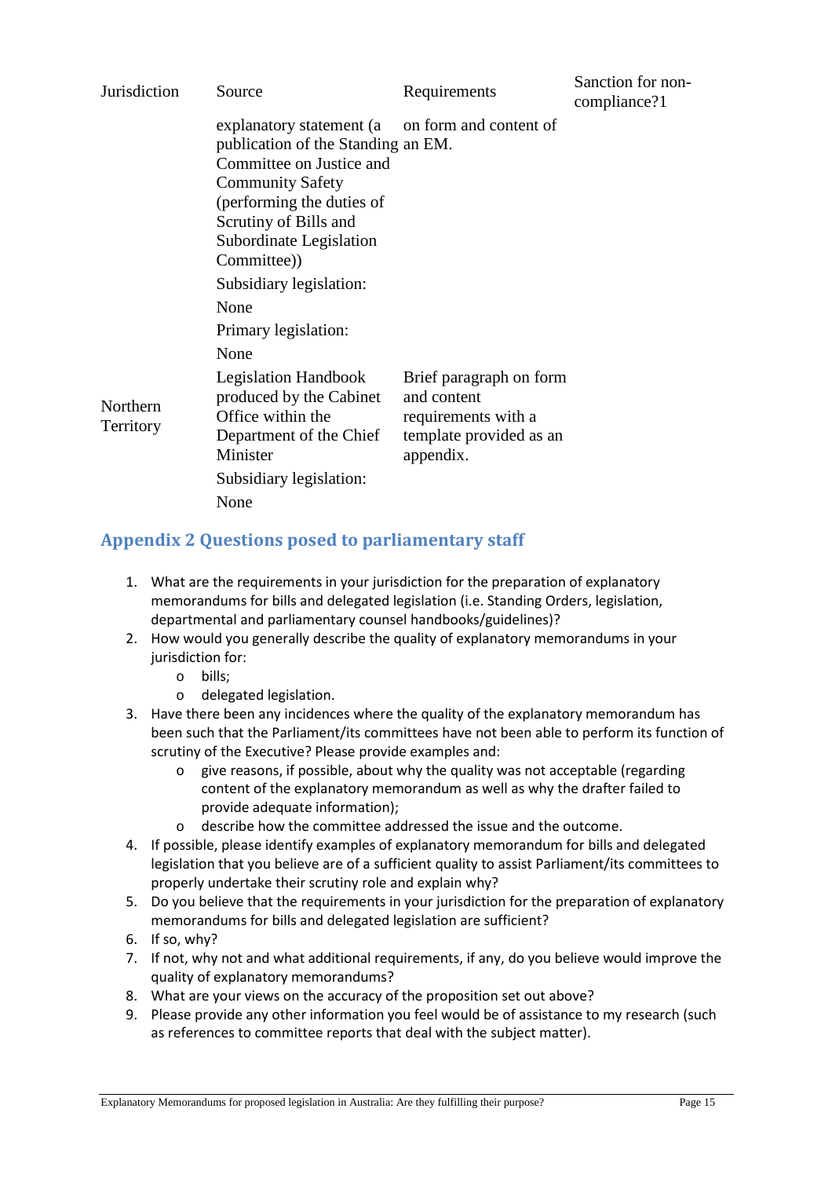| Jurisdiction | Source | Requirements | Sanction for non-compliance?1 |
|---|---|---|---|
| | explanatory statement (a publication of the Standing Committee on Justice and Community Safety (performing the duties of Scrutiny of Bills and Subordinate Legislation Committee)) | on form and content of an EM. | |
| | Subsidiary legislation: | | |
| | None | | |
| Northern Territory | Primary legislation: | | |
| | None | | |
| | Legislation Handbook produced by the Cabinet Office within the Department of the Chief Minister | Brief paragraph on form and content requirements with a template provided as an appendix. | |
| | Subsidiary legislation: | | |
| | None | | |

## Appendix 2 Questions posed to parliamentary staff

1. What are the requirements in your jurisdiction for the preparation of explanatory memorandums for bills and delegated legislation (i.e. Standing Orders, legislation, departmental and parliamentary counsel handbooks/guidelines)?
2. How would you generally describe the quality of explanatory memorandums in your jurisdiction for:
   - bills;
   - delegated legislation.
3. Have there been any incidences where the quality of the explanatory memorandum has been such that the Parliament/its committees have not been able to perform its function of scrutiny of the Executive? Please provide examples and:
   - give reasons, if possible, about why the quality was not acceptable (regarding content of the explanatory memorandum as well as why the drafter failed to provide adequate information);
   - describe how the committee addressed the issue and the outcome.
4. If possible, please identify examples of explanatory memorandum for bills and delegated legislation that you believe are of a sufficient quality to assist Parliament/its committees to properly undertake their scrutiny role and explain why?
5. Do you believe that the requirements in your jurisdiction for the preparation of explanatory memorandums for bills and delegated legislation are sufficient?
6. If so, why?
7. If not, why not and what additional requirements, if any, do you believe would improve the quality of explanatory memorandums?
8. What are your views on the accuracy of the proposition set out above?
9. Please provide any other information you feel would be of assistance to my research (such as references to committee reports that deal with the subject matter).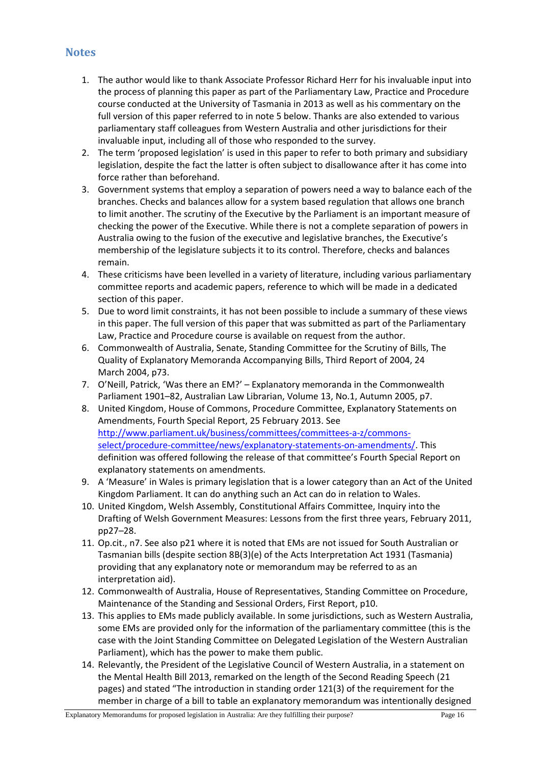## Notes

1. The author would like to thank Associate Professor Richard Herr for his invaluable input into the process of planning this paper as part of the Parliamentary Law, Practice and Procedure course conducted at the University of Tasmania in 2013 as well as his commentary on the full version of this paper referred to in note 5 below. Thanks are also extended to various parliamentary staff colleagues from Western Australia and other jurisdictions for their invaluable input, including all of those who responded to the survey.
2. The term 'proposed legislation' is used in this paper to refer to both primary and subsidiary legislation, despite the fact the latter is often subject to disallowance after it has come into force rather than beforehand.
3. Government systems that employ a separation of powers need a way to balance each of the branches. Checks and balances allow for a system based regulation that allows one branch to limit another. The scrutiny of the Executive by the Parliament is an important measure of checking the power of the Executive. While there is not a complete separation of powers in Australia owing to the fusion of the executive and legislative branches, the Executive's membership of the legislature subjects it to its control. Therefore, checks and balances remain.
4. These criticisms have been levelled in a variety of literature, including various parliamentary committee reports and academic papers, reference to which will be made in a dedicated section of this paper.
5. Due to word limit constraints, it has not been possible to include a summary of these views in this paper. The full version of this paper that was submitted as part of the Parliamentary Law, Practice and Procedure course is available on request from the author.
6. Commonwealth of Australia, Senate, Standing Committee for the Scrutiny of Bills, The Quality of Explanatory Memoranda Accompanying Bills, Third Report of 2004, 24 March 2004, p73.
7. O'Neill, Patrick, 'Was there an EM?' – Explanatory memoranda in the Commonwealth Parliament 1901–82, Australian Law Librarian, Volume 13, No.1, Autumn 2005, p7.
8. United Kingdom, House of Commons, Procedure Committee, Explanatory Statements on Amendments, Fourth Special Report, 25 February 2013. See [http://www.parliament.uk/business/committees/committees-a-z/commons-select/procedure-committee/news/explanatory-statements-on-amendments/](http://www.parliament.uk/business/committees/committees-a-z/commons-select/procedure-committee/news/explanatory-statements-on-amendments/). This definition was offered following the release of that committee's Fourth Special Report on explanatory statements on amendments.
9. A 'Measure' in Wales is primary legislation that is a lower category than an Act of the United Kingdom Parliament. It can do anything such an Act can do in relation to Wales.
10. United Kingdom, Welsh Assembly, Constitutional Affairs Committee, Inquiry into the Drafting of Welsh Government Measures: Lessons from the first three years, February 2011, pp27–28.
11. Op.cit., n7. See also p21 where it is noted that EMs are not issued for South Australian or Tasmanian bills (despite section 8B(3)(e) of the Acts Interpretation Act 1931 (Tasmania) providing that any explanatory note or memorandum may be referred to as an interpretation aid).
12. Commonwealth of Australia, House of Representatives, Standing Committee on Procedure, Maintenance of the Standing and Sessional Orders, First Report, p10.
13. This applies to EMs made publicly available. In some jurisdictions, such as Western Australia, some EMs are provided only for the information of the parliamentary committee (this is the case with the Joint Standing Committee on Delegated Legislation of the Western Australian Parliament), which has the power to make them public.
14. Relevantly, the President of the Legislative Council of Western Australia, in a statement on the Mental Health Bill 2013, remarked on the length of the Second Reading Speech (21 pages) and stated "The introduction in standing order 121(3) of the requirement for the member in charge of a bill to table an explanatory memorandum was intentionally designed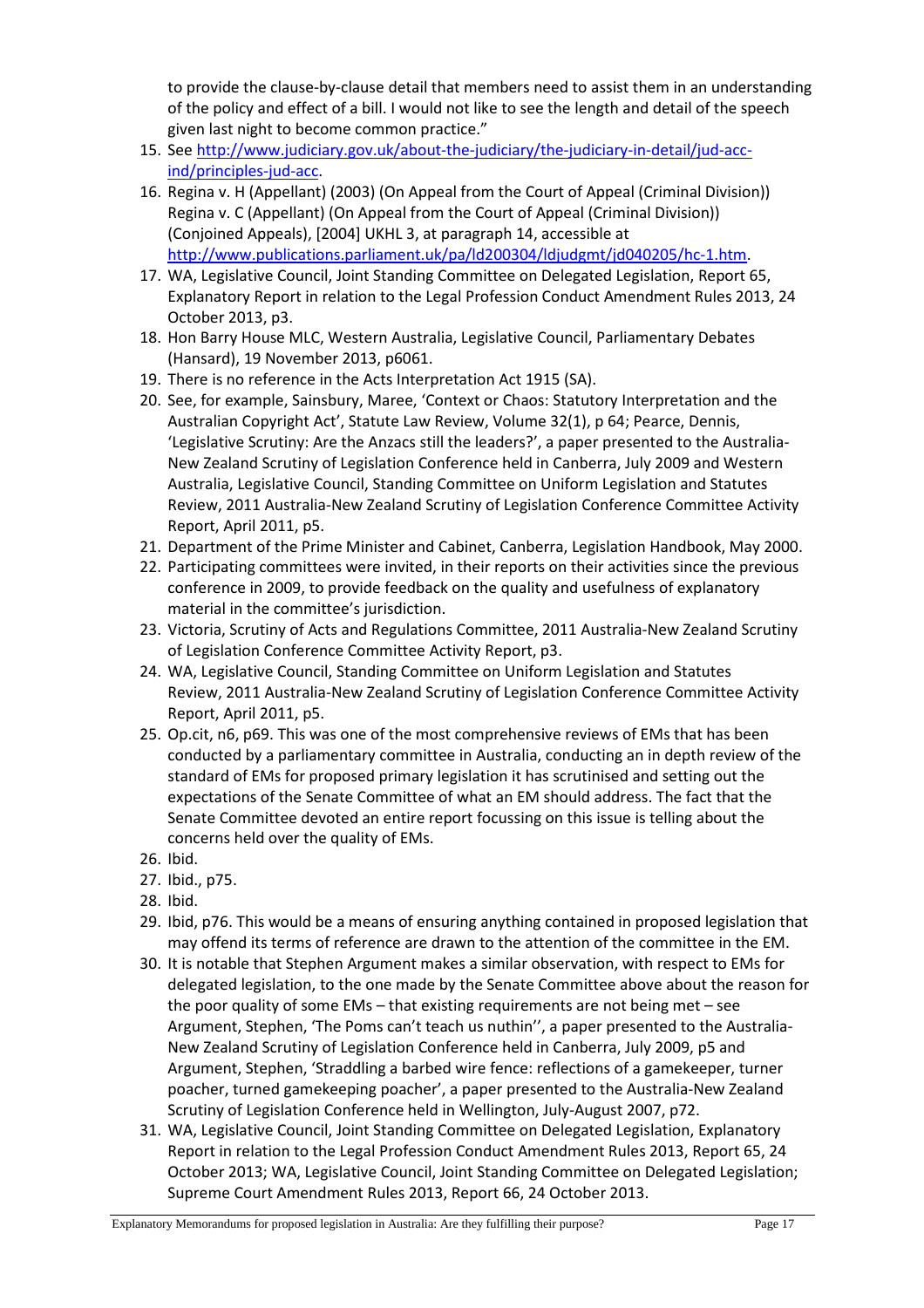to provide the clause-by-clause detail that members need to assist them in an understanding of the policy and effect of a bill. I would not like to see the length and detail of the speech given last night to become common practice."

15. See [http://www.judiciary.gov.uk/about-the-judiciary/the-judiciary-in-detail/jud-acc-ind/principles-jud-acc](http://www.judiciary.gov.uk/about-the-judiciary/the-judiciary-in-detail/jud-acc-ind/principles-jud-acc).
16. Regina v. H (Appellant) (2003) (On Appeal from the Court of Appeal (Criminal Division)) Regina v. C (Appellant) (On Appeal from the Court of Appeal (Criminal Division)) (Conjoined Appeals), [2004] UKHL 3, at paragraph 14, accessible at [http://www.publications.parliament.uk/pa/ld200304/ldjudgmt/jd040205/hc-1.htm](http://www.publications.parliament.uk/pa/ld200304/ldjudgmt/jd040205/hc-1.htm).
17. WA, Legislative Council, Joint Standing Committee on Delegated Legislation, Report 65, Explanatory Report in relation to the Legal Profession Conduct Amendment Rules 2013, 24 October 2013, p3.
18. Hon Barry House MLC, Western Australia, Legislative Council, Parliamentary Debates (Hansard), 19 November 2013, p6061.
19. There is no reference in the Acts Interpretation Act 1915 (SA).
20. See, for example, Sainsbury, Maree, 'Context or Chaos: Statutory Interpretation and the Australian Copyright Act', Statute Law Review, Volume 32(1), p 64; Pearce, Dennis, 'Legislative Scrutiny: Are the Anzacs still the leaders?', a paper presented to the Australia-New Zealand Scrutiny of Legislation Conference held in Canberra, July 2009 and Western Australia, Legislative Council, Standing Committee on Uniform Legislation and Statutes Review, 2011 Australia-New Zealand Scrutiny of Legislation Conference Committee Activity Report, April 2011, p5.
21. Department of the Prime Minister and Cabinet, Canberra, Legislation Handbook, May 2000.
22. Participating committees were invited, in their reports on their activities since the previous conference in 2009, to provide feedback on the quality and usefulness of explanatory material in the committee's jurisdiction.
23. Victoria, Scrutiny of Acts and Regulations Committee, 2011 Australia-New Zealand Scrutiny of Legislation Conference Committee Activity Report, p3.
24. WA, Legislative Council, Standing Committee on Uniform Legislation and Statutes Review, 2011 Australia-New Zealand Scrutiny of Legislation Conference Committee Activity Report, April 2011, p5.
25. Op.cit, n6, p69. This was one of the most comprehensive reviews of EMs that has been conducted by a parliamentary committee in Australia, conducting an in depth review of the standard of EMs for proposed primary legislation it has scrutinised and setting out the expectations of the Senate Committee of what an EM should address. The fact that the Senate Committee devoted an entire report focussing on this issue is telling about the concerns held over the quality of EMs.
26. Ibid.
27. Ibid., p75.
28. Ibid.
29. Ibid, p76. This would be a means of ensuring anything contained in proposed legislation that may offend its terms of reference are drawn to the attention of the committee in the EM.
30. It is notable that Stephen Argument makes a similar observation, with respect to EMs for delegated legislation, to the one made by the Senate Committee above about the reason for the poor quality of some EMs – that existing requirements are not being met – see Argument, Stephen, 'The Poms can't teach us nuthin'', a paper presented to the Australia-New Zealand Scrutiny of Legislation Conference held in Canberra, July 2009, p5 and Argument, Stephen, 'Straddling a barbed wire fence: reflections of a gamekeeper, turner poacher, turned gamekeeping poacher', a paper presented to the Australia-New Zealand Scrutiny of Legislation Conference held in Wellington, July-August 2007, p72.
31. WA, Legislative Council, Joint Standing Committee on Delegated Legislation, Explanatory Report in relation to the Legal Profession Conduct Amendment Rules 2013, Report 65, 24 October 2013; WA, Legislative Council, Joint Standing Committee on Delegated Legislation; Supreme Court Amendment Rules 2013, Report 66, 24 October 2013.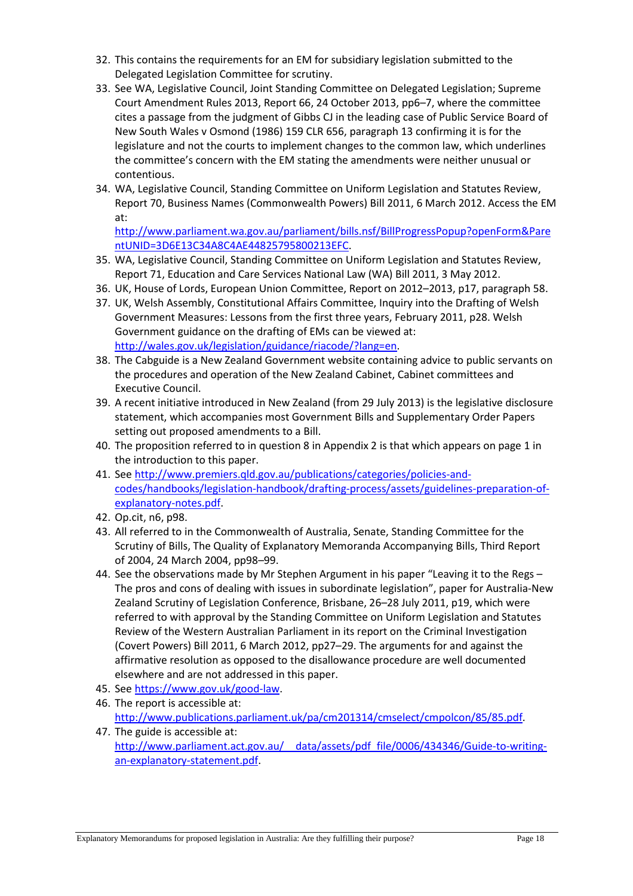32. This contains the requirements for an EM for subsidiary legislation submitted to the Delegated Legislation Committee for scrutiny.
33. See WA, Legislative Council, Joint Standing Committee on Delegated Legislation; Supreme Court Amendment Rules 2013, Report 66, 24 October 2013, pp6–7, where the committee cites a passage from the judgment of Gibbs CJ in the leading case of Public Service Board of New South Wales v Osmond (1986) 159 CLR 656, paragraph 13 confirming it is for the legislature and not the courts to implement changes to the common law, which underlines the committee's concern with the EM stating the amendments were neither unusual or contentious.
34. WA, Legislative Council, Standing Committee on Uniform Legislation and Statutes Review, Report 70, Business Names (Commonwealth Powers) Bill 2011, 6 March 2012. Access the EM at: [http://www.parliament.wa.gov.au/parliament/bills.nsf/BillProgressPopup?openForm&ParentUNID=3D6E13C34A8C4AE44825795800213EFC](http://www.parliament.wa.gov.au/parliament/bills.nsf/BillProgressPopup?openForm&ParentUNID=3D6E13C34A8C4AE44825795800213EFC).
35. WA, Legislative Council, Standing Committee on Uniform Legislation and Statutes Review, Report 71, Education and Care Services National Law (WA) Bill 2011, 3 May 2012.
36. UK, House of Lords, European Union Committee, Report on 2012–2013, p17, paragraph 58.
37. UK, Welsh Assembly, Constitutional Affairs Committee, Inquiry into the Drafting of Welsh Government Measures: Lessons from the first three years, February 2011, p28. Welsh Government guidance on the drafting of EMs can be viewed at: [http://wales.gov.uk/legislation/guidance/riacode/?lang=en](http://wales.gov.uk/legislation/guidance/riacode/?lang=en).
38. The Cabguide is a New Zealand Government website containing advice to public servants on the procedures and operation of the New Zealand Cabinet, Cabinet committees and Executive Council.
39. A recent initiative introduced in New Zealand (from 29 July 2013) is the legislative disclosure statement, which accompanies most Government Bills and Supplementary Order Papers setting out proposed amendments to a Bill.
40. The proposition referred to in question 8 in Appendix 2 is that which appears on page 1 in the introduction to this paper.
41. See [http://www.premiers.qld.gov.au/publications/categories/policies-and-codes/handbooks/legislation-handbook/drafting-process/assets/guidelines-preparation-of-explanatory-notes.pdf](http://www.premiers.qld.gov.au/publications/categories/policies-and-codes/handbooks/legislation-handbook/drafting-process/assets/guidelines-preparation-of-explanatory-notes.pdf).
42. Op.cit, n6, p98.
43. All referred to in the Commonwealth of Australia, Senate, Standing Committee for the Scrutiny of Bills, The Quality of Explanatory Memoranda Accompanying Bills, Third Report of 2004, 24 March 2004, pp98–99.
44. See the observations made by Mr Stephen Argument in his paper "Leaving it to the Regs – The pros and cons of dealing with issues in subordinate legislation", paper for Australia-New Zealand Scrutiny of Legislation Conference, Brisbane, 26–28 July 2011, p19, which were referred to with approval by the Standing Committee on Uniform Legislation and Statutes Review of the Western Australian Parliament in its report on the Criminal Investigation (Covert Powers) Bill 2011, 6 March 2012, pp27–29. The arguments for and against the affirmative resolution as opposed to the disallowance procedure are well documented elsewhere and are not addressed in this paper.
45. See [https://www.gov.uk/good-law](https://www.gov.uk/good-law).
46. The report is accessible at: [http://www.publications.parliament.uk/pa/cm201314/cmselect/cmpolcon/85/85.pdf](http://www.publications.parliament.uk/pa/cm201314/cmselect/cmpolcon/85/85.pdf).
47. The guide is accessible at: [http://www.parliament.act.gov.au/__data/assets/pdf_file/0006/434346/Guide-to-writing-an-explanatory-statement.pdf](http://www.parliament.act.gov.au/__data/assets/pdf_file/0006/434346/Guide-to-writing-an-explanatory-statement.pdf).